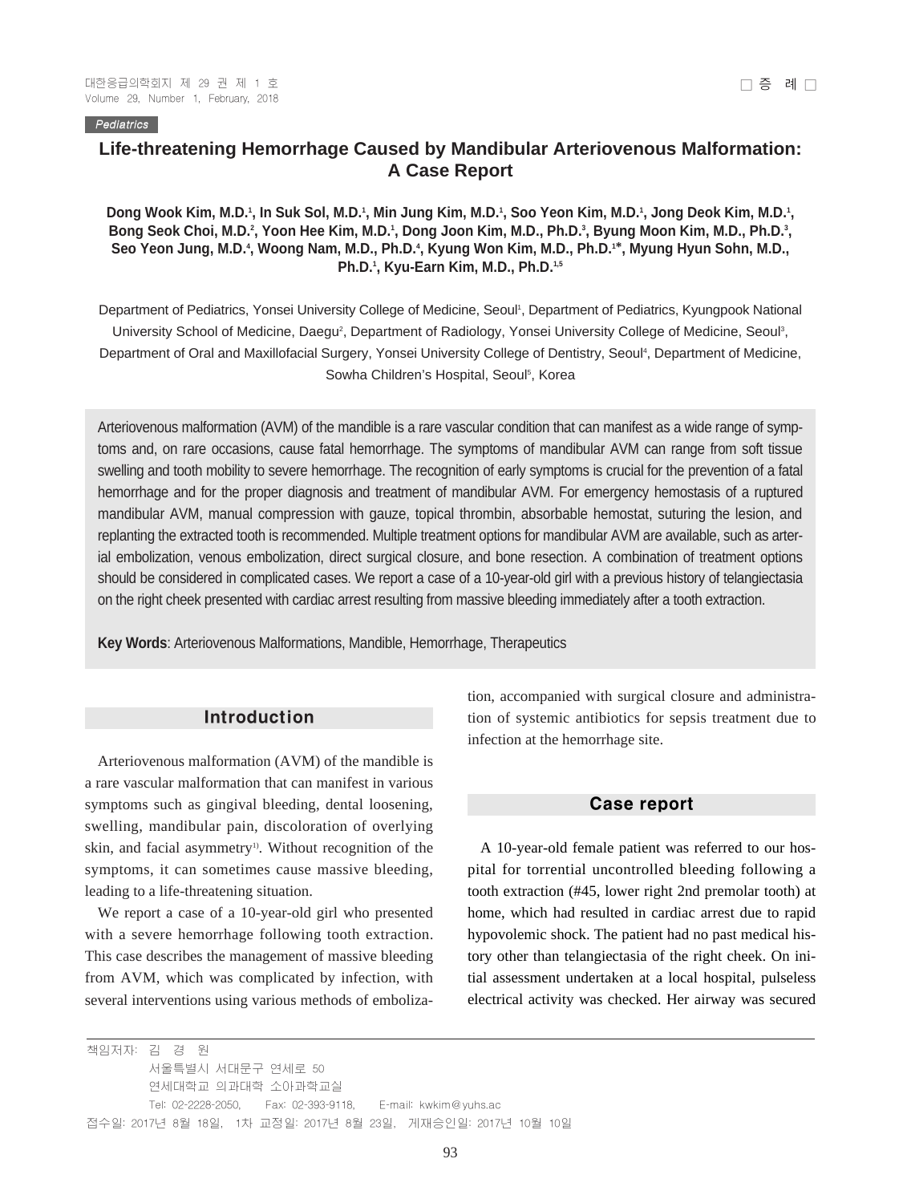Pediatrics

# Life-threatening Hemorrhage Caused by Mandibular Arteriovenous Malformation: A Case Report

**Dong Wook Kim, M.D.[1], In Suk Sol, M.D.[1], Min Jung Kim, M.D.[1], Soo Yeon Kim, M.D.[1], Jong Deok Kim, M.D.[1], Bong Seok Choi, M.D.[2], Yoon Hee Kim, M.D.[1], Dong Joon Kim, M.D., Ph.D.[3], Byung Moon Kim, M.D., Ph.D.[3], Seo Yeon Jung, M.D.[4], Woong Nam, M.D., Ph.D.[4], Kyung Won Kim, M.D., Ph.D.[1*], Myung Hyun Sohn, M.D., Ph.D.[1], Kyu-Earn Kim, M.D., Ph.D.[1,5]**

Department of Pediatrics, Yonsei University College of Medicine, Seoul[1], Department of Pediatrics, Kyungpook National University School of Medicine, Daegu[2], Department of Radiology, Yonsei University College of Medicine, Seoul[3], Department of Oral and Maxillofacial Surgery, Yonsei University College of Dentistry, Seoul[4], Department of Medicine, Sowha Children's Hospital, Seoul[5], Korea

Arteriovenous malformation (AVM) of the mandible is a rare vascular condition that can manifest as a wide range of symptoms and, on rare occasions, cause fatal hemorrhage. The symptoms of mandibular AVM can range from soft tissue swelling and tooth mobility to severe hemorrhage. The recognition of early symptoms is crucial for the prevention of a fatal hemorrhage and for the proper diagnosis and treatment of mandibular AVM. For emergency hemostasis of a ruptured mandibular AVM, manual compression with gauze, topical thrombin, absorbable hemostat, suturing the lesion, and replanting the extracted tooth is recommended. Multiple treatment options for mandibular AVM are available, such as arterial embolization, venous embolization, direct surgical closure, and bone resection. A combination of treatment options should be considered in complicated cases. We report a case of a 10-year-old girl with a previous history of telangiectasia on the right cheek presented with cardiac arrest resulting from massive bleeding immediately after a tooth extraction.

**Key Words**: Arteriovenous Malformations, Mandible, Hemorrhage, Therapeutics

## Introduction

Arteriovenous malformation (AVM) of the mandible is a rare vascular malformation that can manifest in various symptoms such as gingival bleeding, dental loosening, swelling, mandibular pain, discoloration of overlying skin, and facial asymmetry[1]. Without recognition of the symptoms, it can sometimes cause massive bleeding, leading to a life-threatening situation.

We report a case of a 10-year-old girl who presented with a severe hemorrhage following tooth extraction. This case describes the management of massive bleeding from AVM, which was complicated by infection, with several interventions using various methods of embolization, accompanied with surgical closure and administration of systemic antibiotics for sepsis treatment due to infection at the hemorrhage site.

## Case report

A 10-year-old female patient was referred to our hospital for torrential uncontrolled bleeding following a tooth extraction (#45, lower right 2nd premolar tooth) at home, which had resulted in cardiac arrest due to rapid hypovolemic shock. The patient had no past medical history other than telangiectasia of the right cheek. On initial assessment undertaken at a local hospital, pulseless electrical activity was checked. Her airway was secured

책임저자: 김 경 원
서울특별시 서대문구 연세로 50
연세대학교 의과대학 소아과학교실
Tel: 02-2228-2050, Fax: 02-393-9118, E-mail: kwkim@yuhs.ac
접수일: 2017년 8월 18일, 1차 교정일: 2017년 8월 23일, 게재승인일: 2017년 10월 10일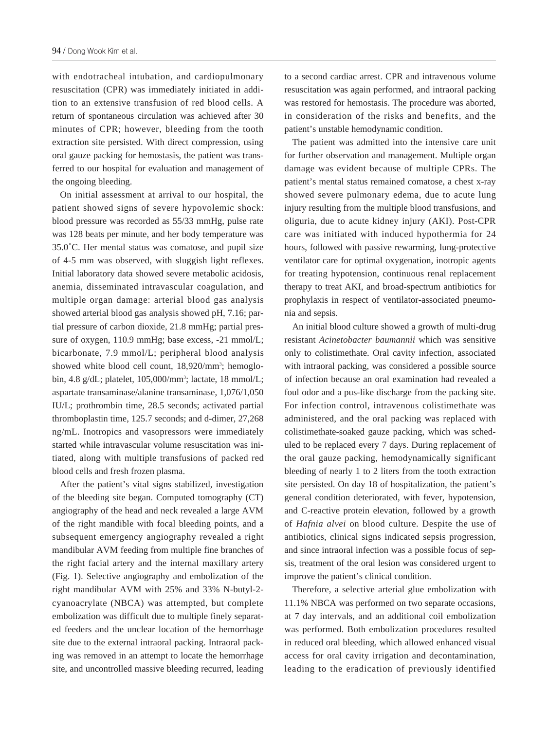with endotracheal intubation, and cardiopulmonary resuscitation (CPR) was immediately initiated in addition to an extensive transfusion of red blood cells. A return of spontaneous circulation was achieved after 30 minutes of CPR; however, bleeding from the tooth extraction site persisted. With direct compression, using oral gauze packing for hemostasis, the patient was transferred to our hospital for evaluation and management of the ongoing bleeding.

On initial assessment at arrival to our hospital, the patient showed signs of severe hypovolemic shock: blood pressure was recorded as 55/33 mmHg, pulse rate was 128 beats per minute, and her body temperature was 35.0˚C. Her mental status was comatose, and pupil size of 4-5 mm was observed, with sluggish light reflexes. Initial laboratory data showed severe metabolic acidosis, anemia, disseminated intravascular coagulation, and multiple organ damage: arterial blood gas analysis showed arterial blood gas analysis showed pH, 7.16; partial pressure of carbon dioxide, 21.8 mmHg; partial pressure of oxygen, 110.9 mmHg; base excess, -21 mmol/L; bicarbonate, 7.9 mmol/L; peripheral blood analysis showed white blood cell count, 18,920/mm$^3$; hemoglobin, 4.8 g/dL; platelet, 105,000/mm$^3$; lactate, 18 mmol/L; aspartate transaminase/alanine transaminase, 1,076/1,050 IU/L; prothrombin time, 28.5 seconds; activated partial thromboplastin time, 125.7 seconds; and d-dimer, 27,268 ng/mL. Inotropics and vasopressors were immediately started while intravascular volume resuscitation was initiated, along with multiple transfusions of packed red blood cells and fresh frozen plasma.

After the patient's vital signs stabilized, investigation of the bleeding site began. Computed tomography (CT) angiography of the head and neck revealed a large AVM of the right mandible with focal bleeding points, and a subsequent emergency angiography revealed a right mandibular AVM feeding from multiple fine branches of the right facial artery and the internal maxillary artery (Fig. 1). Selective angiography and embolization of the right mandibular AVM with 25% and 33% N-butyl-2-cyanoacrylate (NBCA) was attempted, but complete embolization was difficult due to multiple finely separated feeders and the unclear location of the hemorrhage site due to the external intraoral packing. Intraoral packing was removed in an attempt to locate the hemorrhage site, and uncontrolled massive bleeding recurred, leading to a second cardiac arrest. CPR and intravenous volume resuscitation was again performed, and intraoral packing was restored for hemostasis. The procedure was aborted, in consideration of the risks and benefits, and the patient's unstable hemodynamic condition.

The patient was admitted into the intensive care unit for further observation and management. Multiple organ damage was evident because of multiple CPRs. The patient's mental status remained comatose, a chest x-ray showed severe pulmonary edema, due to acute lung injury resulting from the multiple blood transfusions, and oliguria, due to acute kidney injury (AKI). Post-CPR care was initiated with induced hypothermia for 24 hours, followed with passive rewarming, lung-protective ventilator care for optimal oxygenation, inotropic agents for treating hypotension, continuous renal replacement therapy to treat AKI, and broad-spectrum antibiotics for prophylaxis in respect of ventilator-associated pneumonia and sepsis.

An initial blood culture showed a growth of multi-drug resistant *Acinetobacter baumannii* which was sensitive only to colistimethate. Oral cavity infection, associated with intraoral packing, was considered a possible source of infection because an oral examination had revealed a foul odor and a pus-like discharge from the packing site. For infection control, intravenous colistimethate was administered, and the oral packing was replaced with colistimethate-soaked gauze packing, which was scheduled to be replaced every 7 days. During replacement of the oral gauze packing, hemodynamically significant bleeding of nearly 1 to 2 liters from the tooth extraction site persisted. On day 18 of hospitalization, the patient's general condition deteriorated, with fever, hypotension, and C-reactive protein elevation, followed by a growth of *Hafnia alvei* on blood culture. Despite the use of antibiotics, clinical signs indicated sepsis progression, and since intraoral infection was a possible focus of sepsis, treatment of the oral lesion was considered urgent to improve the patient's clinical condition.

Therefore, a selective arterial glue embolization with 11.1% NBCA was performed on two separate occasions, at 7 day intervals, and an additional coil embolization was performed. Both embolization procedures resulted in reduced oral bleeding, which allowed enhanced visual access for oral cavity irrigation and decontamination, leading to the eradication of previously identified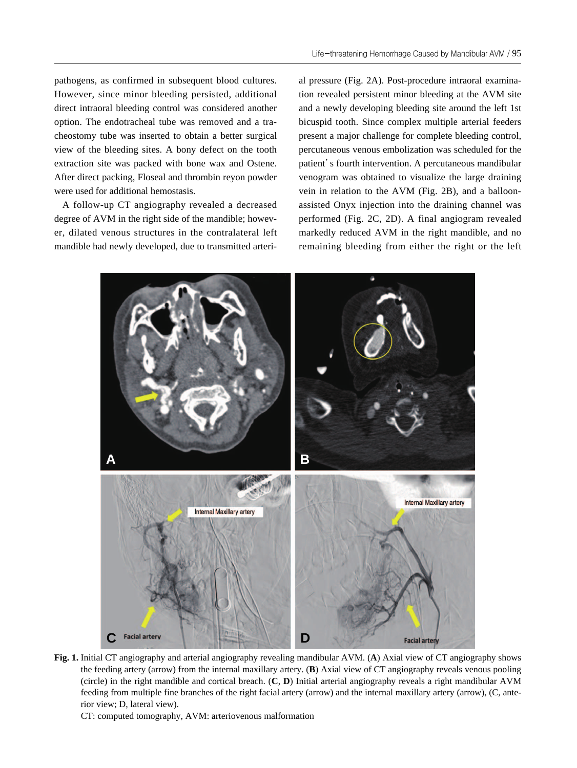pathogens, as confirmed in subsequent blood cultures. However, since minor bleeding persisted, additional direct intraoral bleeding control was considered another option. The endotracheal tube was removed and a tracheostomy tube was inserted to obtain a better surgical view of the bleeding sites. A bony defect on the tooth extraction site was packed with bone wax and Ostene. After direct packing, Floseal and thrombin reyon powder were used for additional hemostasis.

A follow-up CT angiography revealed a decreased degree of AVM in the right side of the mandible; however, dilated venous structures in the contralateral left mandible had newly developed, due to transmitted arterial pressure (Fig. 2A). Post-procedure intraoral examination revealed persistent minor bleeding at the AVM site and a newly developing bleeding site around the left 1st bicuspid tooth. Since complex multiple arterial feeders present a major challenge for complete bleeding control, percutaneous venous embolization was scheduled for the patient' s fourth intervention. A percutaneous mandibular venogram was obtained to visualize the large draining vein in relation to the AVM (Fig. 2B), and a balloon-assisted Onyx injection into the draining channel was performed (Fig. 2C, 2D). A final angiogram revealed markedly reduced AVM in the right mandible, and no remaining bleeding from either the right or the left

**Fig. 1.** Initial CT angiography and arterial angiography revealing mandibular AVM. (**A**) Axial view of CT angiography shows the feeding artery (arrow) from the internal maxillary artery. (**B**) Axial view of CT angiography reveals venous pooling (circle) in the right mandible and cortical breach. (**C**, **D**) Initial arterial angiography reveals a right mandibular AVM feeding from multiple fine branches of the right facial artery (arrow) and the internal maxillary artery (arrow), (C, anterior view; D, lateral view).

CT: computed tomography, AVM: arteriovenous malformation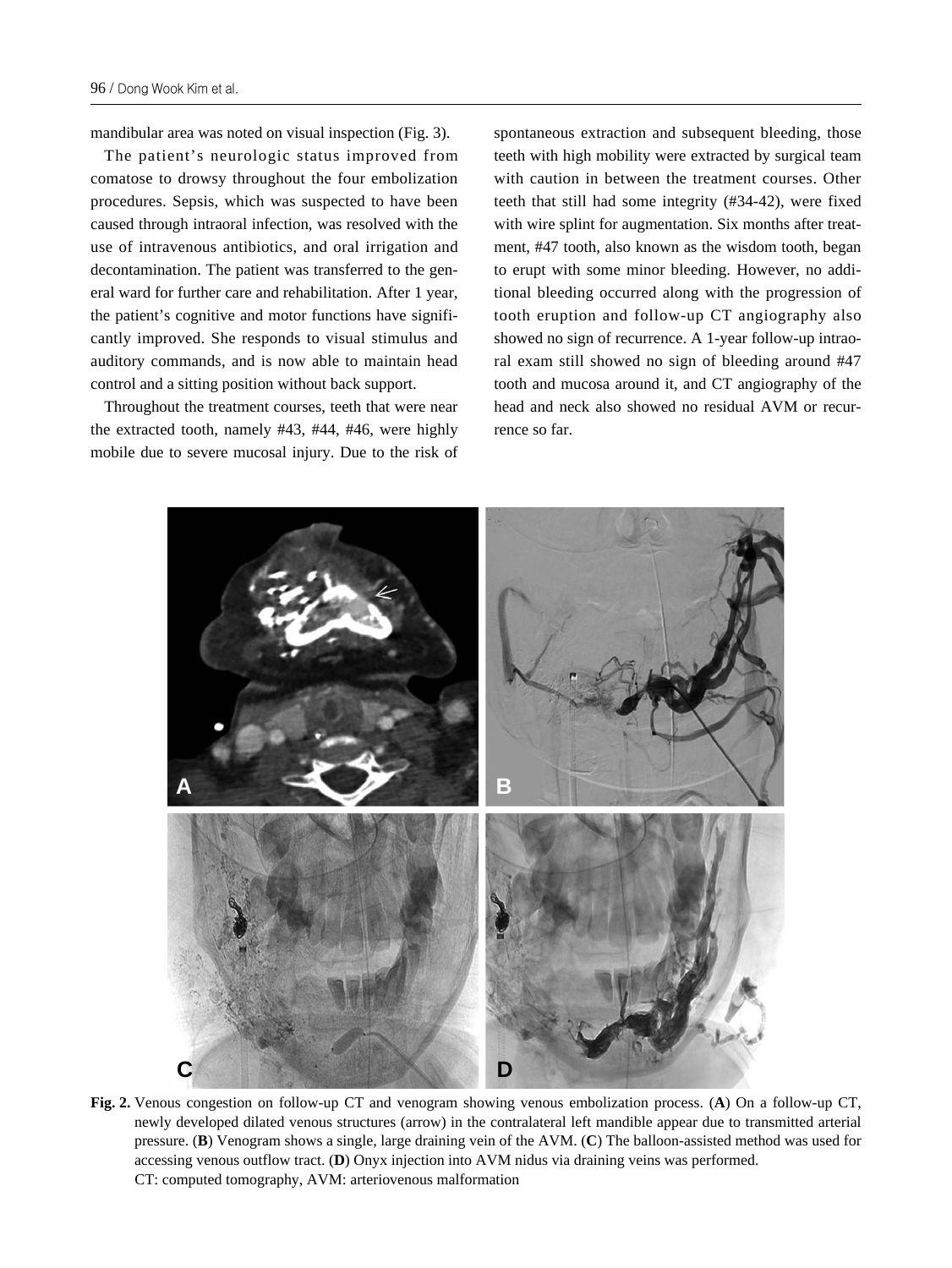mandibular area was noted on visual inspection (Fig. 3).

The patient's neurologic status improved from comatose to drowsy throughout the four embolization procedures. Sepsis, which was suspected to have been caused through intraoral infection, was resolved with the use of intravenous antibiotics, and oral irrigation and decontamination. The patient was transferred to the general ward for further care and rehabilitation. After 1 year, the patient's cognitive and motor functions have significantly improved. She responds to visual stimulus and auditory commands, and is now able to maintain head control and a sitting position without back support.

Throughout the treatment courses, teeth that were near the extracted tooth, namely #43, #44, #46, were highly mobile due to severe mucosal injury. Due to the risk of spontaneous extraction and subsequent bleeding, those teeth with high mobility were extracted by surgical team with caution in between the treatment courses. Other teeth that still had some integrity (#34-42), were fixed with wire splint for augmentation. Six months after treatment, #47 tooth, also known as the wisdom tooth, began to erupt with some minor bleeding. However, no additional bleeding occurred along with the progression of tooth eruption and follow-up CT angiography also showed no sign of recurrence. A 1-year follow-up intraoral exam still showed no sign of bleeding around #47 tooth and mucosa around it, and CT angiography of the head and neck also showed no residual AVM or recurrence so far.

**Fig. 2.** Venous congestion on follow-up CT and venogram showing venous embolization process. (**A**) On a follow-up CT, newly developed dilated venous structures (arrow) in the contralateral left mandible appear due to transmitted arterial pressure. (**B**) Venogram shows a single, large draining vein of the AVM. (**C**) The balloon-assisted method was used for accessing venous outflow tract. (**D**) Onyx injection into AVM nidus via draining veins was performed.
CT: computed tomography, AVM: arteriovenous malformation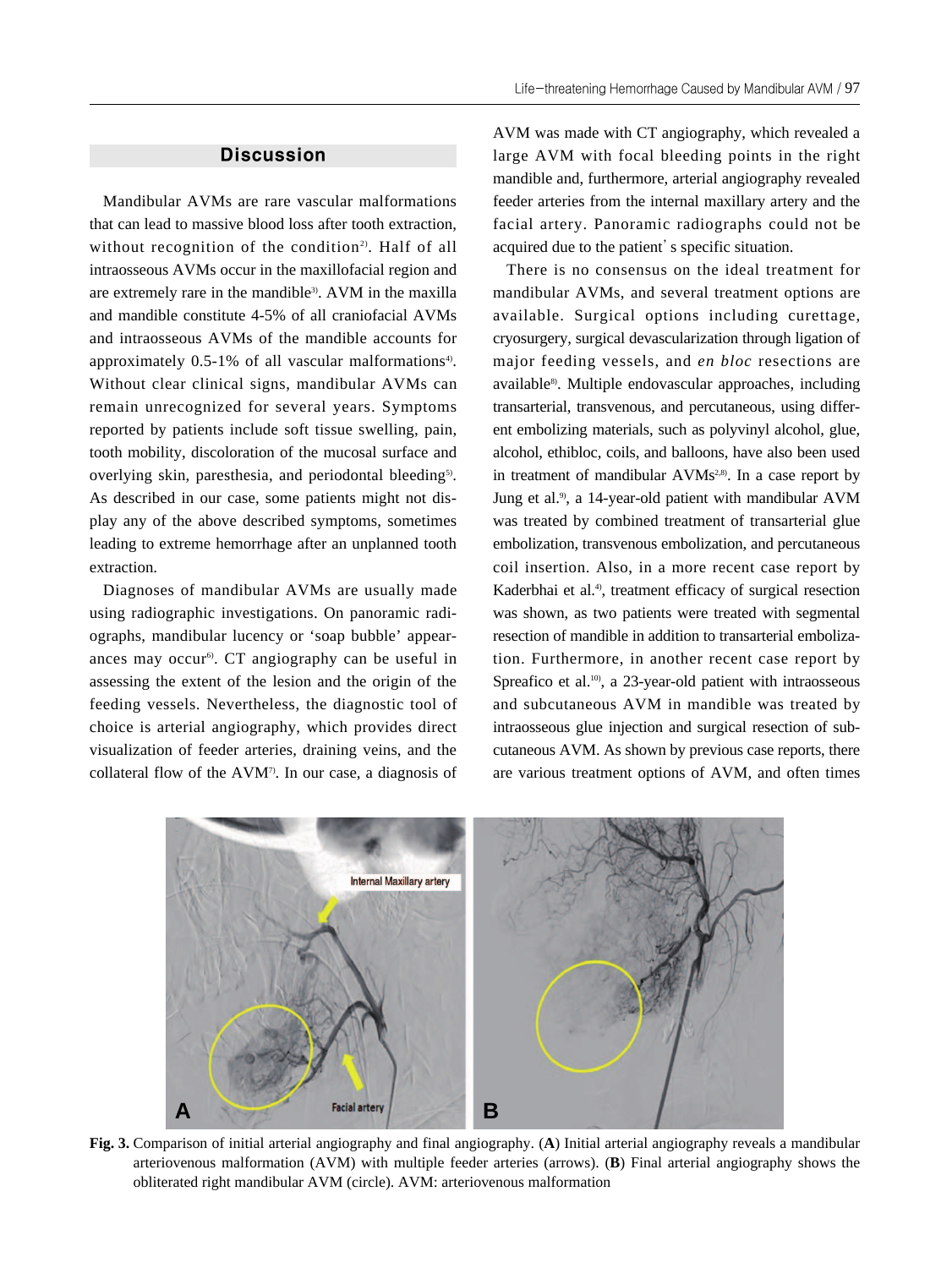## Discussion

Mandibular AVMs are rare vascular malformations that can lead to massive blood loss after tooth extraction, without recognition of the condition[2]. Half of all intraosseous AVMs occur in the maxillofacial region and are extremely rare in the mandible[3]. AVM in the maxilla and mandible constitute 4-5% of all craniofacial AVMs and intraosseous AVMs of the mandible accounts for approximately 0.5-1% of all vascular malformations[4]. Without clear clinical signs, mandibular AVMs can remain unrecognized for several years. Symptoms reported by patients include soft tissue swelling, pain, tooth mobility, discoloration of the mucosal surface and overlying skin, paresthesia, and periodontal bleeding[5]. As described in our case, some patients might not display any of the above described symptoms, sometimes leading to extreme hemorrhage after an unplanned tooth extraction.

Diagnoses of mandibular AVMs are usually made using radiographic investigations. On panoramic radiographs, mandibular lucency or 'soap bubble' appearances may occur[6]. CT angiography can be useful in assessing the extent of the lesion and the origin of the feeding vessels. Nevertheless, the diagnostic tool of choice is arterial angiography, which provides direct visualization of feeder arteries, draining veins, and the collateral flow of the AVM[7]. In our case, a diagnosis of AVM was made with CT angiography, which revealed a large AVM with focal bleeding points in the right mandible and, furthermore, arterial angiography revealed feeder arteries from the internal maxillary artery and the facial artery. Panoramic radiographs could not be acquired due to the patient's specific situation.

There is no consensus on the ideal treatment for mandibular AVMs, and several treatment options are available. Surgical options including curettage, cryosurgery, surgical devascularization through ligation of major feeding vessels, and *en bloc* resections are available[8]. Multiple endovascular approaches, including transarterial, transvenous, and percutaneous, using different embolizing materials, such as polyvinyl alcohol, glue, alcohol, ethibloc, coils, and balloons, have also been used in treatment of mandibular AVMs[2,8]. In a case report by Jung et al.[9], a 14-year-old patient with mandibular AVM was treated by combined treatment of transarterial glue embolization, transvenous embolization, and percutaneous coil insertion. Also, in a more recent case report by Kaderbhai et al.[4], treatment efficacy of surgical resection was shown, as two patients were treated with segmental resection of mandible in addition to transarterial embolization. Furthermore, in another recent case report by Spreafico et al.[10], a 23-year-old patient with intraosseous and subcutaneous AVM in mandible was treated by intraosseous glue injection and surgical resection of subcutaneous AVM. As shown by previous case reports, there are various treatment options of AVM, and often times

**Fig. 3.** Comparison of initial arterial angiography and final angiography. (**A**) Initial arterial angiography reveals a mandibular arteriovenous malformation (AVM) with multiple feeder arteries (arrows). (**B**) Final arterial angiography shows the obliterated right mandibular AVM (circle). AVM: arteriovenous malformation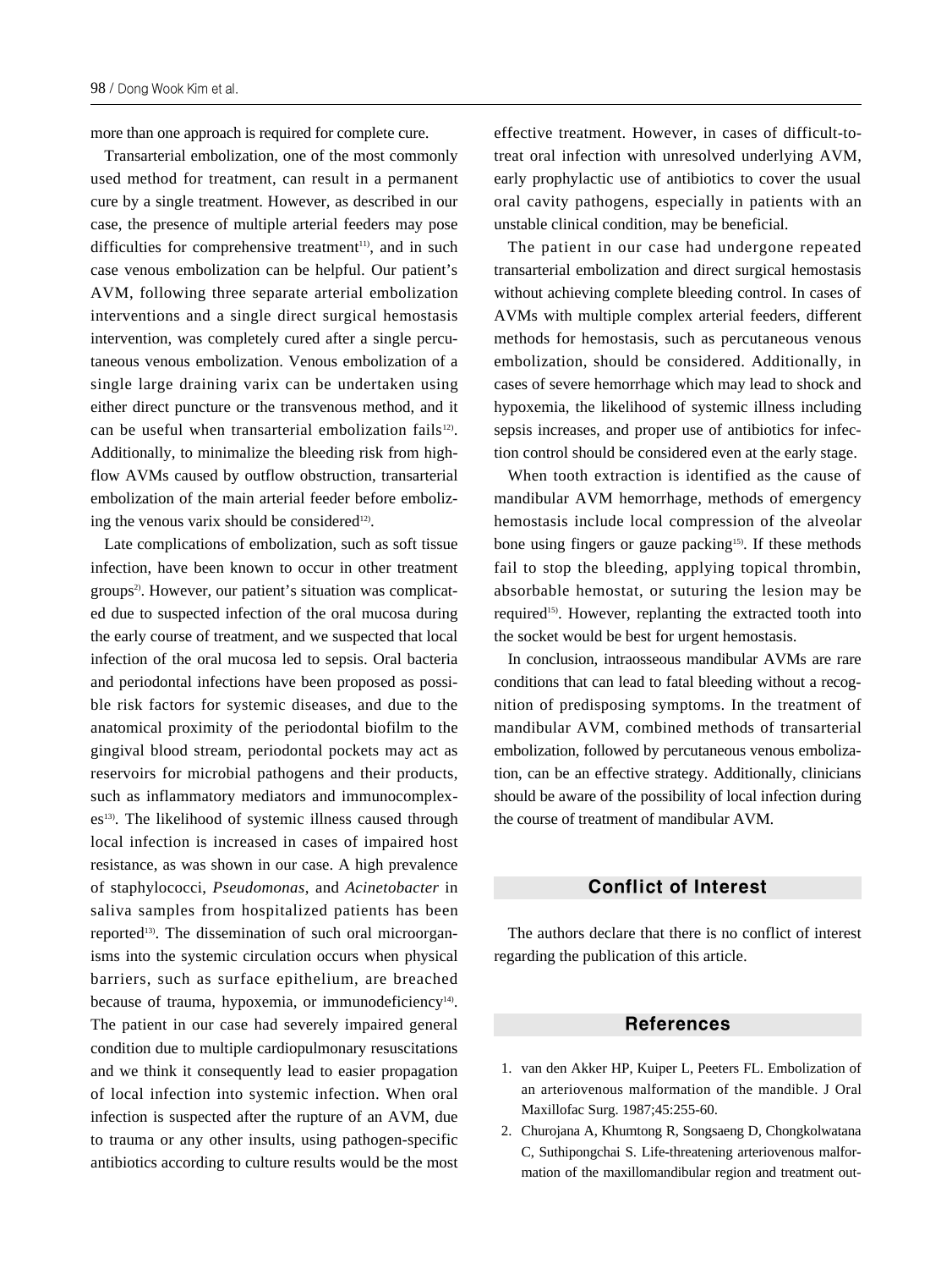more than one approach is required for complete cure.

Transarterial embolization, one of the most commonly used method for treatment, can result in a permanent cure by a single treatment. However, as described in our case, the presence of multiple arterial feeders may pose difficulties for comprehensive treatment[11], and in such case venous embolization can be helpful. Our patient's AVM, following three separate arterial embolization interventions and a single direct surgical hemostasis intervention, was completely cured after a single percutaneous venous embolization. Venous embolization of a single large draining varix can be undertaken using either direct puncture or the transvenous method, and it can be useful when transarterial embolization fails[12]. Additionally, to minimalize the bleeding risk from high-flow AVMs caused by outflow obstruction, transarterial embolization of the main arterial feeder before embolizing the venous varix should be considered[12].

Late complications of embolization, such as soft tissue infection, have been known to occur in other treatment groups[2]. However, our patient's situation was complicated due to suspected infection of the oral mucosa during the early course of treatment, and we suspected that local infection of the oral mucosa led to sepsis. Oral bacteria and periodontal infections have been proposed as possible risk factors for systemic diseases, and due to the anatomical proximity of the periodontal biofilm to the gingival blood stream, periodontal pockets may act as reservoirs for microbial pathogens and their products, such as inflammatory mediators and immunocomplexes[13]. The likelihood of systemic illness caused through local infection is increased in cases of impaired host resistance, as was shown in our case. A high prevalence of staphylococci, *Pseudomonas*, and *Acinetobacter* in saliva samples from hospitalized patients has been reported[13]. The dissemination of such oral microorganisms into the systemic circulation occurs when physical barriers, such as surface epithelium, are breached because of trauma, hypoxemia, or immunodeficiency[14]. The patient in our case had severely impaired general condition due to multiple cardiopulmonary resuscitations and we think it consequently lead to easier propagation of local infection into systemic infection. When oral infection is suspected after the rupture of an AVM, due to trauma or any other insults, using pathogen-specific antibiotics according to culture results would be the most effective treatment. However, in cases of difficult-to-treat oral infection with unresolved underlying AVM, early prophylactic use of antibiotics to cover the usual oral cavity pathogens, especially in patients with an unstable clinical condition, may be beneficial.

The patient in our case had undergone repeated transarterial embolization and direct surgical hemostasis without achieving complete bleeding control. In cases of AVMs with multiple complex arterial feeders, different methods for hemostasis, such as percutaneous venous embolization, should be considered. Additionally, in cases of severe hemorrhage which may lead to shock and hypoxemia, the likelihood of systemic illness including sepsis increases, and proper use of antibiotics for infection control should be considered even at the early stage.

When tooth extraction is identified as the cause of mandibular AVM hemorrhage, methods of emergency hemostasis include local compression of the alveolar bone using fingers or gauze packing[15]. If these methods fail to stop the bleeding, applying topical thrombin, absorbable hemostat, or suturing the lesion may be required[15]. However, replanting the extracted tooth into the socket would be best for urgent hemostasis.

In conclusion, intraosseous mandibular AVMs are rare conditions that can lead to fatal bleeding without a recognition of predisposing symptoms. In the treatment of mandibular AVM, combined methods of transarterial embolization, followed by percutaneous venous embolization, can be an effective strategy. Additionally, clinicians should be aware of the possibility of local infection during the course of treatment of mandibular AVM.

## Conflict of Interest

The authors declare that there is no conflict of interest regarding the publication of this article.

## References

1. van den Akker HP, Kuiper L, Peeters FL. Embolization of an arteriovenous malformation of the mandible. J Oral Maxillofac Surg. 1987;45:255-60.
2. Churojana A, Khumtong R, Songsaeng D, Chongkolwatana C, Suthipongchai S. Life-threatening arteriovenous malformation of the maxillomandibular region and treatment out-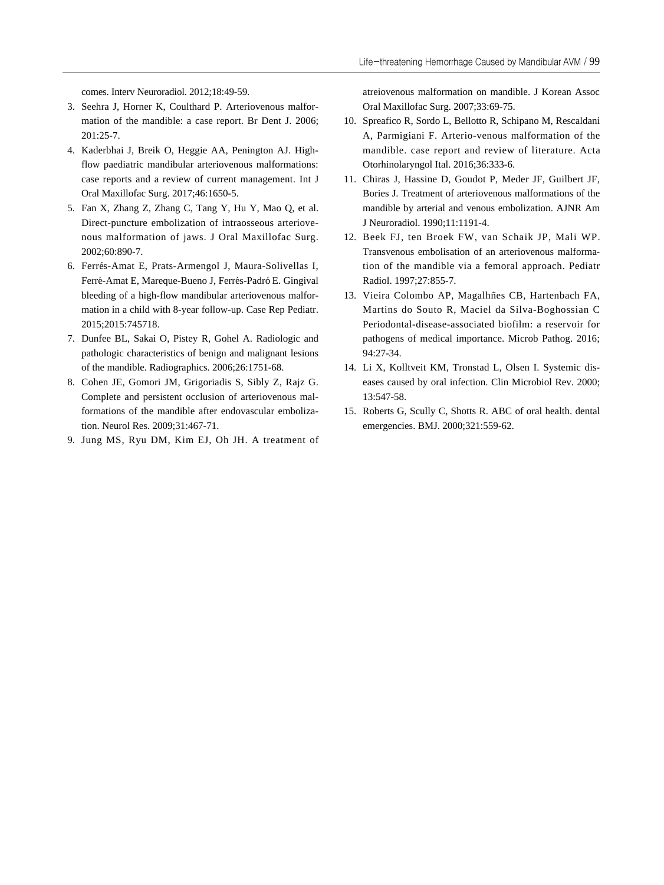comes. Interv Neuroradiol. 2012;18:49-59.

3. Seehra J, Horner K, Coulthard P. Arteriovenous malformation of the mandible: a case report. Br Dent J. 2006; 201:25-7.
4. Kaderbhai J, Breik O, Heggie AA, Penington AJ. High-flow paediatric mandibular arteriovenous malformations: case reports and a review of current management. Int J Oral Maxillofac Surg. 2017;46:1650-5.
5. Fan X, Zhang Z, Zhang C, Tang Y, Hu Y, Mao Q, et al. Direct-puncture embolization of intraosseous arteriovenous malformation of jaws. J Oral Maxillofac Surg. 2002;60:890-7.
6. Ferrés-Amat E, Prats-Armengol J, Maura-Solivellas I, Ferré-Amat E, Mareque-Bueno J, Ferrés-Padró E. Gingival bleeding of a high-flow mandibular arteriovenous malformation in a child with 8-year follow-up. Case Rep Pediatr. 2015;2015:745718.
7. Dunfee BL, Sakai O, Pistey R, Gohel A. Radiologic and pathologic characteristics of benign and malignant lesions of the mandible. Radiographics. 2006;26:1751-68.
8. Cohen JE, Gomori JM, Grigoriadis S, Sibly Z, Rajz G. Complete and persistent occlusion of arteriovenous malformations of the mandible after endovascular embolization. Neurol Res. 2009;31:467-71.
9. Jung MS, Ryu DM, Kim EJ, Oh JH. A treatment of atreiovenous malformation on mandible. J Korean Assoc Oral Maxillofac Surg. 2007;33:69-75.
10. Spreafico R, Sordo L, Bellotto R, Schipano M, Rescaldani A, Parmigiani F. Arterio-venous malformation of the mandible. case report and review of literature. Acta Otorhinolaryngol Ital. 2016;36:333-6.
11. Chiras J, Hassine D, Goudot P, Meder JF, Guilbert JF, Bories J. Treatment of arteriovenous malformations of the mandible by arterial and venous embolization. AJNR Am J Neuroradiol. 1990;11:1191-4.
12. Beek FJ, ten Broek FW, van Schaik JP, Mali WP. Transvenous embolisation of an arteriovenous malformation of the mandible via a femoral approach. Pediatr Radiol. 1997;27:855-7.
13. Vieira Colombo AP, Magalhñes CB, Hartenbach FA, Martins do Souto R, Maciel da Silva-Boghossian C Periodontal-disease-associated biofilm: a reservoir for pathogens of medical importance. Microb Pathog. 2016; 94:27-34.
14. Li X, Kolltveit KM, Tronstad L, Olsen I. Systemic diseases caused by oral infection. Clin Microbiol Rev. 2000; 13:547-58.
15. Roberts G, Scully C, Shotts R. ABC of oral health. dental emergencies. BMJ. 2000;321:559-62.